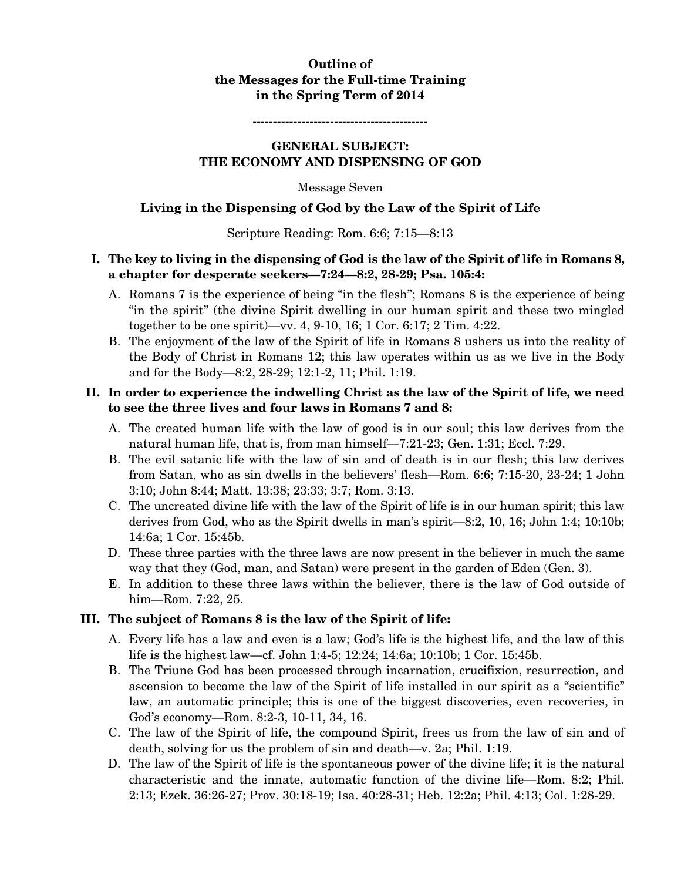**Outline of**
**the Messages for the Full-time Training**
**in the Spring Term of 2014**

**------------------------------------------**

## GENERAL SUBJECT:
## THE ECONOMY AND DISPENSING OF GOD

Message Seven

### Living in the Dispensing of God by the Law of the Spirit of Life

Scripture Reading: Rom. 6:6; 7:15—8:13

**I. The key to living in the dispensing of God is the law of the Spirit of life in Romans 8, a chapter for desperate seekers—7:24—8:2, 28-29; Psa. 105:4:**

A. Romans 7 is the experience of being "in the flesh"; Romans 8 is the experience of being "in the spirit" (the divine Spirit dwelling in our human spirit and these two mingled together to be one spirit)—vv. 4, 9-10, 16; 1 Cor. 6:17; 2 Tim. 4:22.

B. The enjoyment of the law of the Spirit of life in Romans 8 ushers us into the reality of the Body of Christ in Romans 12; this law operates within us as we live in the Body and for the Body—8:2, 28-29; 12:1-2, 11; Phil. 1:19.

**II. In order to experience the indwelling Christ as the law of the Spirit of life, we need to see the three lives and four laws in Romans 7 and 8:**

A. The created human life with the law of good is in our soul; this law derives from the natural human life, that is, from man himself—7:21-23; Gen. 1:31; Eccl. 7:29.

B. The evil satanic life with the law of sin and of death is in our flesh; this law derives from Satan, who as sin dwells in the believers' flesh—Rom. 6:6; 7:15-20, 23-24; 1 John 3:10; John 8:44; Matt. 13:38; 23:33; 3:7; Rom. 3:13.

C. The uncreated divine life with the law of the Spirit of life is in our human spirit; this law derives from God, who as the Spirit dwells in man's spirit—8:2, 10, 16; John 1:4; 10:10b; 14:6a; 1 Cor. 15:45b.

D. These three parties with the three laws are now present in the believer in much the same way that they (God, man, and Satan) were present in the garden of Eden (Gen. 3).

E. In addition to these three laws within the believer, there is the law of God outside of him—Rom. 7:22, 25.

**III. The subject of Romans 8 is the law of the Spirit of life:**

A. Every life has a law and even is a law; God's life is the highest life, and the law of this life is the highest law—cf. John 1:4-5; 12:24; 14:6a; 10:10b; 1 Cor. 15:45b.

B. The Triune God has been processed through incarnation, crucifixion, resurrection, and ascension to become the law of the Spirit of life installed in our spirit as a "scientific" law, an automatic principle; this is one of the biggest discoveries, even recoveries, in God's economy—Rom. 8:2-3, 10-11, 34, 16.

C. The law of the Spirit of life, the compound Spirit, frees us from the law of sin and of death, solving for us the problem of sin and death—v. 2a; Phil. 1:19.

D. The law of the Spirit of life is the spontaneous power of the divine life; it is the natural characteristic and the innate, automatic function of the divine life—Rom. 8:2; Phil. 2:13; Ezek. 36:26-27; Prov. 30:18-19; Isa. 40:28-31; Heb. 12:2a; Phil. 4:13; Col. 1:28-29.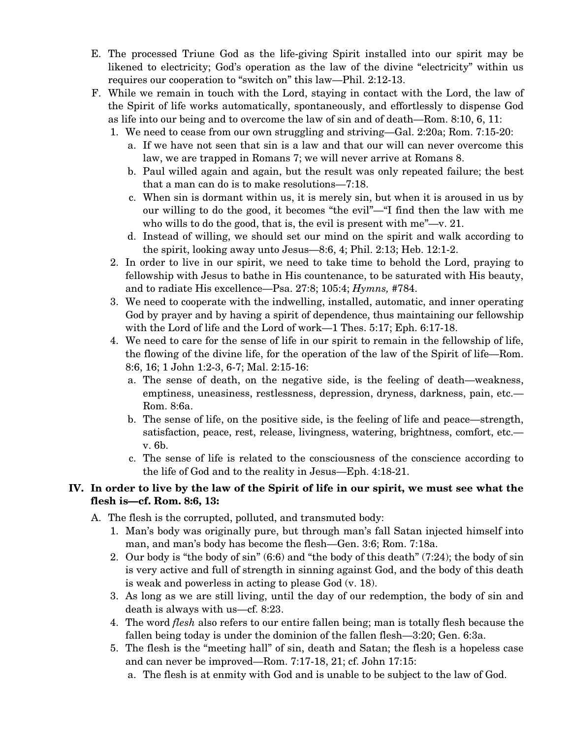E. The processed Triune God as the life-giving Spirit installed into our spirit may be likened to electricity; God's operation as the law of the divine "electricity" within us requires our cooperation to "switch on" this law—Phil. 2:12-13.

F. While we remain in touch with the Lord, staying in contact with the Lord, the law of the Spirit of life works automatically, spontaneously, and effortlessly to dispense God as life into our being and to overcome the law of sin and of death—Rom. 8:10, 6, 11:

1. We need to cease from our own struggling and striving—Gal. 2:20a; Rom. 7:15-20:
   a. If we have not seen that sin is a law and that our will can never overcome this law, we are trapped in Romans 7; we will never arrive at Romans 8.
   b. Paul willed again and again, but the result was only repeated failure; the best that a man can do is to make resolutions—7:18.
   c. When sin is dormant within us, it is merely sin, but when it is aroused in us by our willing to do the good, it becomes "the evil"—"I find then the law with me who wills to do the good, that is, the evil is present with me"—v. 21.
   d. Instead of willing, we should set our mind on the spirit and walk according to the spirit, looking away unto Jesus—8:6, 4; Phil. 2:13; Heb. 12:1-2.
2. In order to live in our spirit, we need to take time to behold the Lord, praying to fellowship with Jesus to bathe in His countenance, to be saturated with His beauty, and to radiate His excellence—Psa. 27:8; 105:4; *Hymns,* #784.
3. We need to cooperate with the indwelling, installed, automatic, and inner operating God by prayer and by having a spirit of dependence, thus maintaining our fellowship with the Lord of life and the Lord of work—1 Thes. 5:17; Eph. 6:17-18.
4. We need to care for the sense of life in our spirit to remain in the fellowship of life, the flowing of the divine life, for the operation of the law of the Spirit of life—Rom. 8:6, 16; 1 John 1:2-3, 6-7; Mal. 2:15-16:
   a. The sense of death, on the negative side, is the feeling of death—weakness, emptiness, uneasiness, restlessness, depression, dryness, darkness, pain, etc.—Rom. 8:6a.
   b. The sense of life, on the positive side, is the feeling of life and peace—strength, satisfaction, peace, rest, release, livingness, watering, brightness, comfort, etc.—v. 6b.
   c. The sense of life is related to the consciousness of the conscience according to the life of God and to the reality in Jesus—Eph. 4:18-21.

## IV. In order to live by the law of the Spirit of life in our spirit, we must see what the flesh is—cf. Rom. 8:6, 13:

A. The flesh is the corrupted, polluted, and transmuted body:

1. Man's body was originally pure, but through man's fall Satan injected himself into man, and man's body has become the flesh—Gen. 3:6; Rom. 7:18a.
2. Our body is "the body of sin" (6:6) and "the body of this death" (7:24); the body of sin is very active and full of strength in sinning against God, and the body of this death is weak and powerless in acting to please God (v. 18).
3. As long as we are still living, until the day of our redemption, the body of sin and death is always with us—cf. 8:23.
4. The word *flesh* also refers to our entire fallen being; man is totally flesh because the fallen being today is under the dominion of the fallen flesh—3:20; Gen. 6:3a.
5. The flesh is the "meeting hall" of sin, death and Satan; the flesh is a hopeless case and can never be improved—Rom. 7:17-18, 21; cf. John 17:15:
   a. The flesh is at enmity with God and is unable to be subject to the law of God.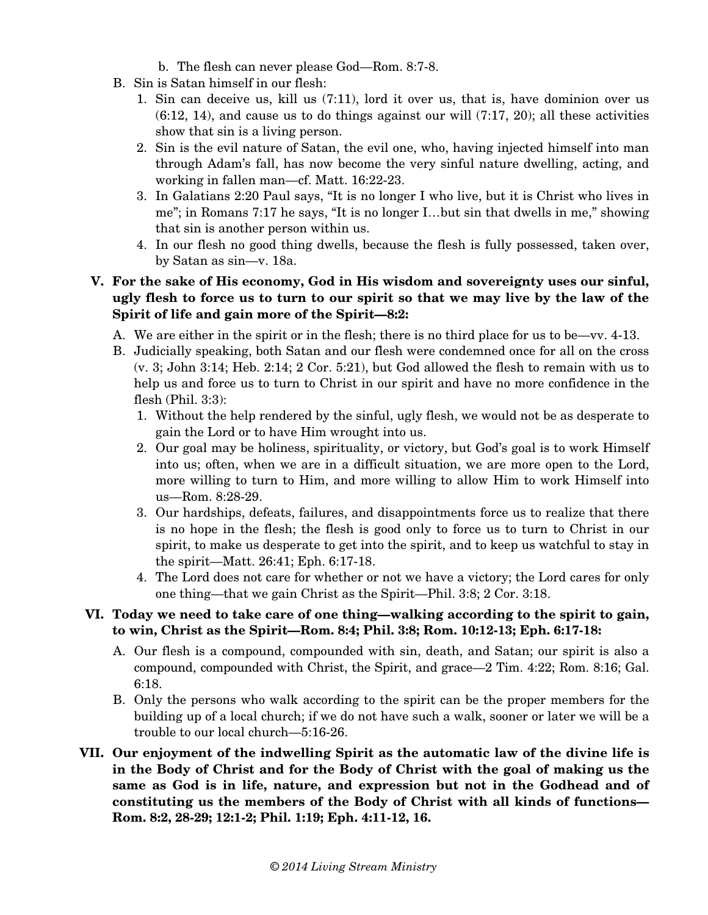b. The flesh can never please God—Rom. 8:7-8.

B. Sin is Satan himself in our flesh:
   1. Sin can deceive us, kill us (7:11), lord it over us, that is, have dominion over us (6:12, 14), and cause us to do things against our will (7:17, 20); all these activities show that sin is a living person.
   2. Sin is the evil nature of Satan, the evil one, who, having injected himself into man through Adam's fall, has now become the very sinful nature dwelling, acting, and working in fallen man—cf. Matt. 16:22-23.
   3. In Galatians 2:20 Paul says, "It is no longer I who live, but it is Christ who lives in me"; in Romans 7:17 he says, "It is no longer I…but sin that dwells in me," showing that sin is another person within us.
   4. In our flesh no good thing dwells, because the flesh is fully possessed, taken over, by Satan as sin—v. 18a.

**V. For the sake of His economy, God in His wisdom and sovereignty uses our sinful, ugly flesh to force us to turn to our spirit so that we may live by the law of the Spirit of life and gain more of the Spirit—8:2:**

A. We are either in the spirit or in the flesh; there is no third place for us to be—vv. 4-13.

B. Judicially speaking, both Satan and our flesh were condemned once for all on the cross (v. 3; John 3:14; Heb. 2:14; 2 Cor. 5:21), but God allowed the flesh to remain with us to help us and force us to turn to Christ in our spirit and have no more confidence in the flesh (Phil. 3:3):
   1. Without the help rendered by the sinful, ugly flesh, we would not be as desperate to gain the Lord or to have Him wrought into us.
   2. Our goal may be holiness, spirituality, or victory, but God's goal is to work Himself into us; often, when we are in a difficult situation, we are more open to the Lord, more willing to turn to Him, and more willing to allow Him to work Himself into us—Rom. 8:28-29.
   3. Our hardships, defeats, failures, and disappointments force us to realize that there is no hope in the flesh; the flesh is good only to force us to turn to Christ in our spirit, to make us desperate to get into the spirit, and to keep us watchful to stay in the spirit—Matt. 26:41; Eph. 6:17-18.
   4. The Lord does not care for whether or not we have a victory; the Lord cares for only one thing—that we gain Christ as the Spirit—Phil. 3:8; 2 Cor. 3:18.

**VI. Today we need to take care of one thing—walking according to the spirit to gain, to win, Christ as the Spirit—Rom. 8:4; Phil. 3:8; Rom. 10:12-13; Eph. 6:17-18:**

A. Our flesh is a compound, compounded with sin, death, and Satan; our spirit is also a compound, compounded with Christ, the Spirit, and grace—2 Tim. 4:22; Rom. 8:16; Gal. 6:18.

B. Only the persons who walk according to the spirit can be the proper members for the building up of a local church; if we do not have such a walk, sooner or later we will be a trouble to our local church—5:16-26.

**VII. Our enjoyment of the indwelling Spirit as the automatic law of the divine life is in the Body of Christ and for the Body of Christ with the goal of making us the same as God is in life, nature, and expression but not in the Godhead and of constituting us the members of the Body of Christ with all kinds of functions—Rom. 8:2, 28-29; 12:1-2; Phil. 1:19; Eph. 4:11-12, 16.**

*© 2014 Living Stream Ministry*